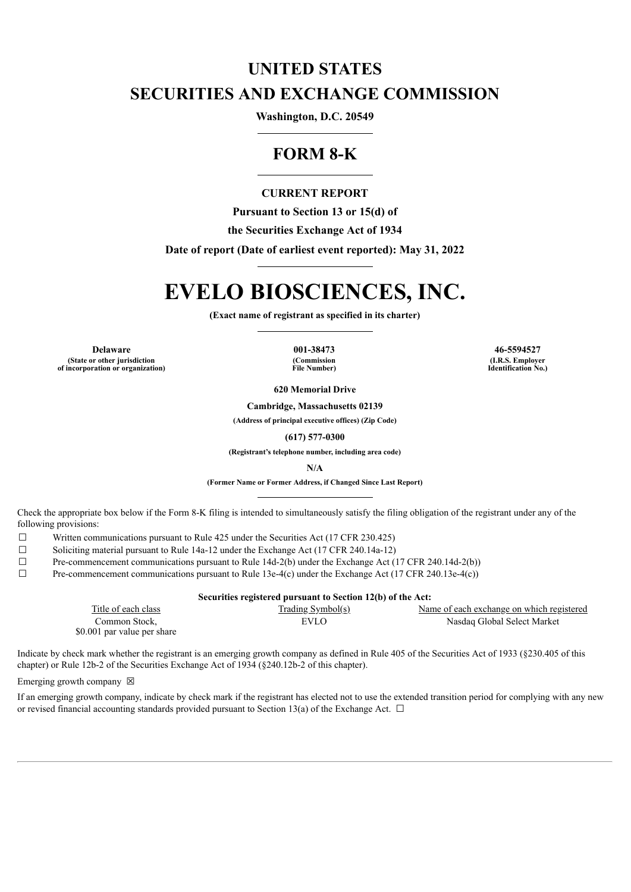# UNITED STATES
# SECURITIES AND EXCHANGE COMMISSION

**Washington, D.C. 20549**

## FORM 8-K

**CURRENT REPORT**

**Pursuant to Section 13 or 15(d) of**

**the Securities Exchange Act of 1934**

**Date of report (Date of earliest event reported): May 31, 2022**

# EVELO BIOSCIENCES, INC.

**(Exact name of registrant as specified in its charter)**

| **Delaware** | **001-38473** | **46-5594527** |
|---|---|---|
| **(State or other jurisdiction of incorporation or organization)** | **(Commission File Number)** | **(I.R.S. Employer Identification No.)** |

**620 Memorial Drive**

**Cambridge, Massachusetts 02139**

**(Address of principal executive offices) (Zip Code)**

**(617) 577-0300**

**(Registrant's telephone number, including area code)**

**N/A**

**(Former Name or Former Address, if Changed Since Last Report)**

Check the appropriate box below if the Form 8-K filing is intended to simultaneously satisfy the filing obligation of the registrant under any of the following provisions:

☐ Written communications pursuant to Rule 425 under the Securities Act (17 CFR 230.425)

☐ Soliciting material pursuant to Rule 14a-12 under the Exchange Act (17 CFR 240.14a-12)

☐ Pre-commencement communications pursuant to Rule 14d-2(b) under the Exchange Act (17 CFR 240.14d-2(b))

☐ Pre-commencement communications pursuant to Rule 13e-4(c) under the Exchange Act (17 CFR 240.13e-4(c))

**Securities registered pursuant to Section 12(b) of the Act:**

| Title of each class | Trading Symbol(s) | Name of each exchange on which registered |
|---|---|---|
| Common Stock, $0.001 par value per share | EVLO | Nasdaq Global Select Market |

Indicate by check mark whether the registrant is an emerging growth company as defined in Rule 405 of the Securities Act of 1933 (§230.405 of this chapter) or Rule 12b-2 of the Securities Exchange Act of 1934 (§240.12b-2 of this chapter).

Emerging growth company ☒

If an emerging growth company, indicate by check mark if the registrant has elected not to use the extended transition period for complying with any new or revised financial accounting standards provided pursuant to Section 13(a) of the Exchange Act. ☐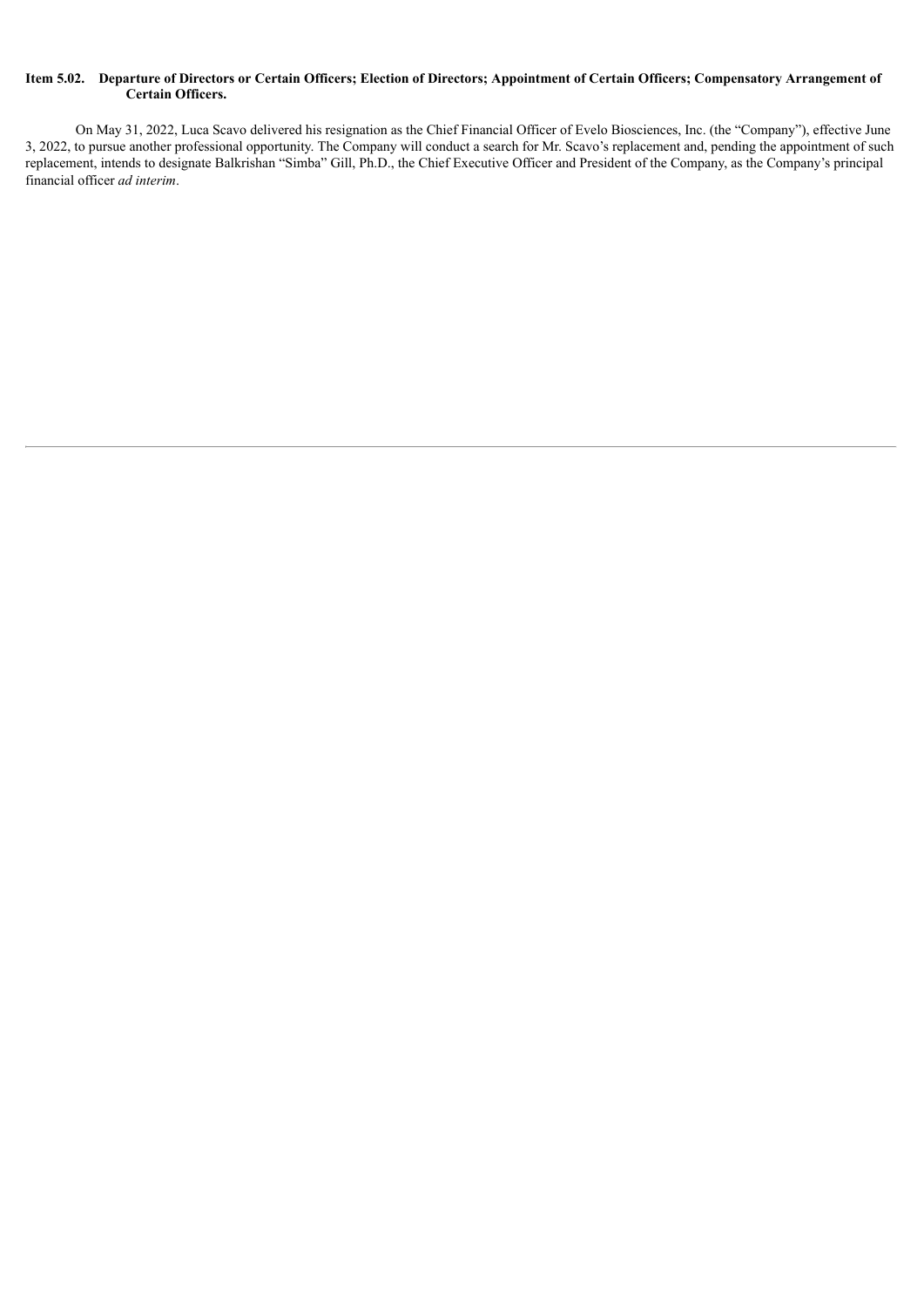**Item 5.02. Departure of Directors or Certain Officers; Election of Directors; Appointment of Certain Officers; Compensatory Arrangement of Certain Officers.**

On May 31, 2022, Luca Scavo delivered his resignation as the Chief Financial Officer of Evelo Biosciences, Inc. (the "Company"), effective June 3, 2022, to pursue another professional opportunity. The Company will conduct a search for Mr. Scavo's replacement and, pending the appointment of such replacement, intends to designate Balkrishan "Simba" Gill, Ph.D., the Chief Executive Officer and President of the Company, as the Company's principal financial officer *ad interim*.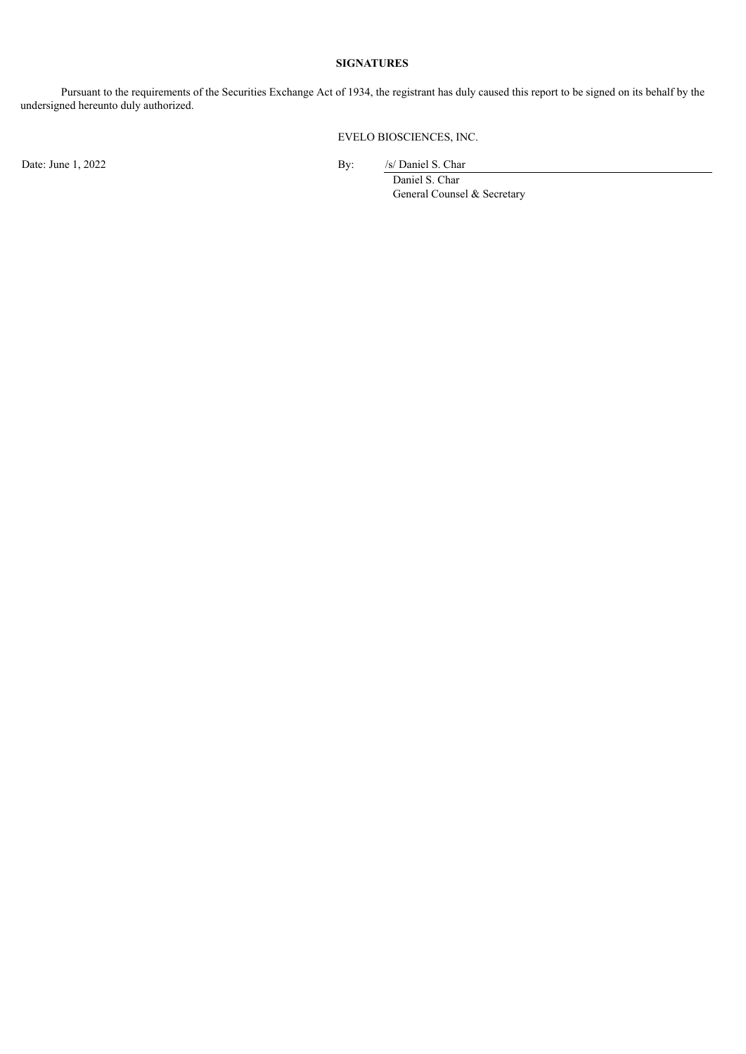**SIGNATURES**

Pursuant to the requirements of the Securities Exchange Act of 1934, the registrant has duly caused this report to be signed on its behalf by the undersigned hereunto duly authorized.

EVELO BIOSCIENCES, INC.

Date: June 1, 2022

By: /s/ Daniel S. Char

Daniel S. Char

General Counsel & Secretary